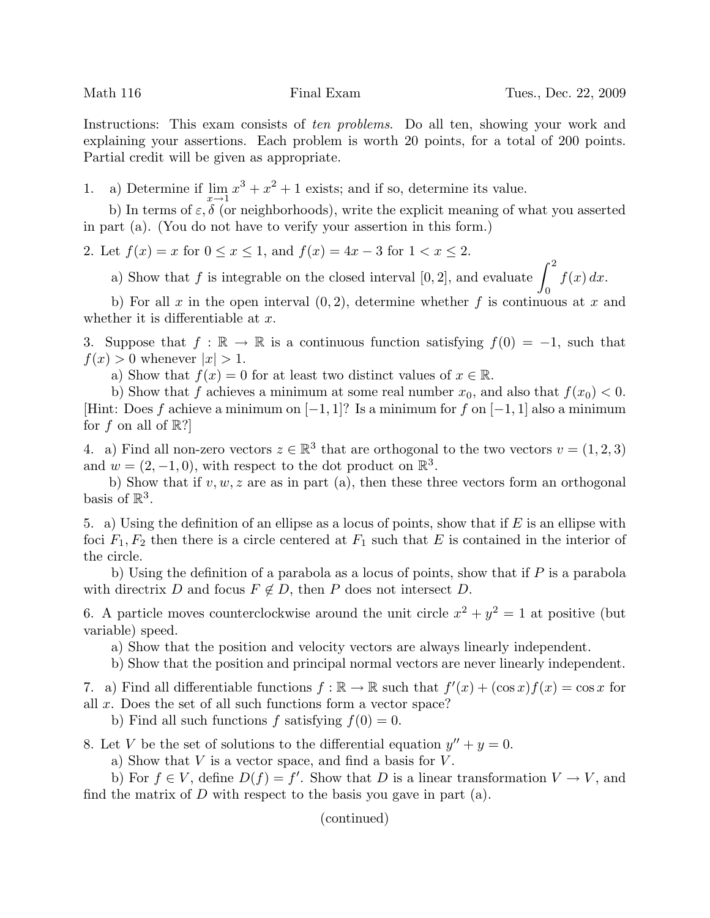Math 116 Final Exam Tues., Dec. 22, 2009

Instructions: This exam consists of *ten problems*. Do all ten, showing your work and explaining your assertions. Each problem is worth 20 points, for a total of 200 points. Partial credit will be given as appropriate.

1. a) Determine if $\lim_{x \to 1} x^3 + x^2 + 1$ exists; and if so, determine its value.

   b) In terms of $\varepsilon, \delta$ (or neighborhoods), write the explicit meaning of what you asserted in part (a). (You do not have to verify your assertion in this form.)

2. Let $f(x) = x$ for $0 \le x \le 1$, and $f(x) = 4x - 3$ for $1 < x \le 2$.

   a) Show that $f$ is integrable on the closed interval $[0, 2]$, and evaluate $\int_0^2 f(x)\,dx$.

   b) For all $x$ in the open interval $(0, 2)$, determine whether $f$ is continuous at $x$ and whether it is differentiable at $x$.

3. Suppose that $f : \mathbb{R} \to \mathbb{R}$ is a continuous function satisfying $f(0) = -1$, such that $f(x) > 0$ whenever $|x| > 1$.

   a) Show that $f(x) = 0$ for at least two distinct values of $x \in \mathbb{R}$.

   b) Show that $f$ achieves a minimum at some real number $x_0$, and also that $f(x_0) < 0$. [Hint: Does $f$ achieve a minimum on $[-1, 1]$? Is a minimum for $f$ on $[-1, 1]$ also a minimum for $f$ on all of $\mathbb{R}$?]

4. a) Find all non-zero vectors $z \in \mathbb{R}^3$ that are orthogonal to the two vectors $v = (1, 2, 3)$ and $w = (2, -1, 0)$, with respect to the dot product on $\mathbb{R}^3$.

   b) Show that if $v, w, z$ are as in part (a), then these three vectors form an orthogonal basis of $\mathbb{R}^3$.

5. a) Using the definition of an ellipse as a locus of points, show that if $E$ is an ellipse with foci $F_1, F_2$ then there is a circle centered at $F_1$ such that $E$ is contained in the interior of the circle.

   b) Using the definition of a parabola as a locus of points, show that if $P$ is a parabola with directrix $D$ and focus $F \notin D$, then $P$ does not intersect $D$.

6. A particle moves counterclockwise around the unit circle $x^2 + y^2 = 1$ at positive (but variable) speed.

   a) Show that the position and velocity vectors are always linearly independent.

   b) Show that the position and principal normal vectors are never linearly independent.

7. a) Find all differentiable functions $f : \mathbb{R} \to \mathbb{R}$ such that $f'(x) + (\cos x) f(x) = \cos x$ for all $x$. Does the set of all such functions form a vector space?

   b) Find all such functions $f$ satisfying $f(0) = 0$.

8. Let $V$ be the set of solutions to the differential equation $y'' + y = 0$.

   a) Show that $V$ is a vector space, and find a basis for $V$.

   b) For $f \in V$, define $D(f) = f'$. Show that $D$ is a linear transformation $V \to V$, and find the matrix of $D$ with respect to the basis you gave in part (a).

(continued)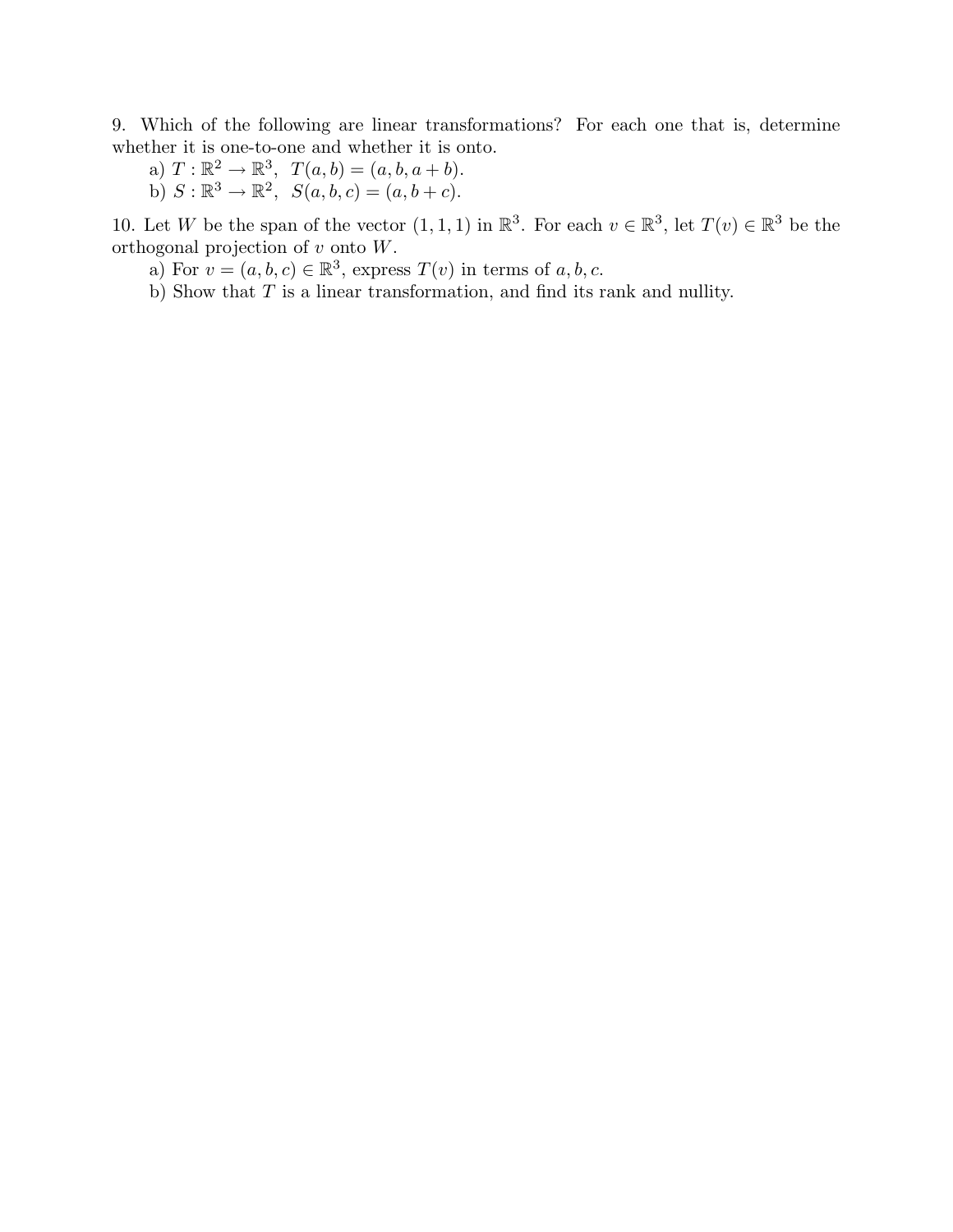9. Which of the following are linear transformations? For each one that is, determine whether it is one-to-one and whether it is onto.

a) $T : \mathbb{R}^2 \to \mathbb{R}^3$, $T(a, b) = (a, b, a + b)$.

b) $S : \mathbb{R}^3 \to \mathbb{R}^2$, $S(a, b, c) = (a, b + c)$.

10. Let $W$ be the span of the vector $(1, 1, 1)$ in $\mathbb{R}^3$. For each $v \in \mathbb{R}^3$, let $T(v) \in \mathbb{R}^3$ be the orthogonal projection of $v$ onto $W$.

a) For $v = (a, b, c) \in \mathbb{R}^3$, express $T(v)$ in terms of $a, b, c$.

b) Show that $T$ is a linear transformation, and find its rank and nullity.